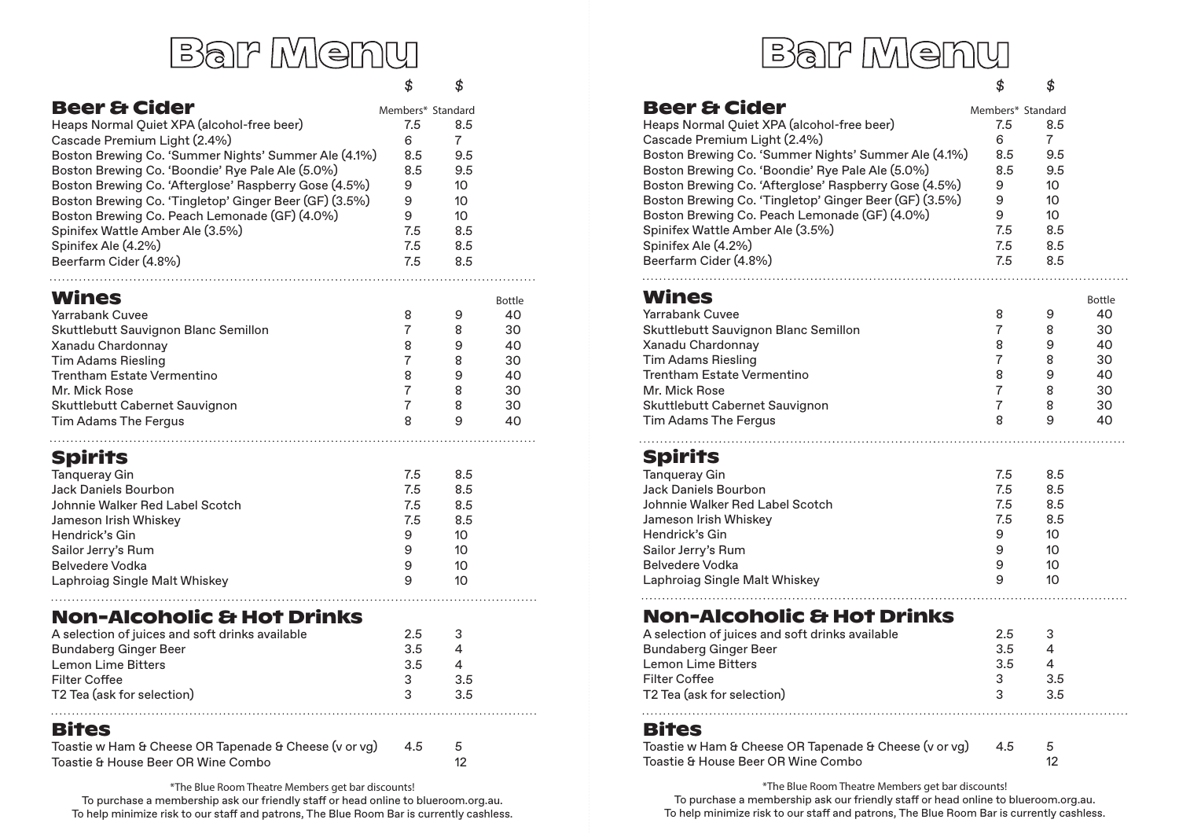# Bar Menu

## Beer & Cider

| | $ Members* | $ Standard |
|---|---|---|
| Heaps Normal Quiet XPA (alcohol-free beer) | 7.5 | 8.5 |
| Cascade Premium Light (2.4%) | 6 | 7 |
| Boston Brewing Co. 'Summer Nights' Summer Ale (4.1%) | 8.5 | 9.5 |
| Boston Brewing Co. 'Boondie' Rye Pale Ale (5.0%) | 8.5 | 9.5 |
| Boston Brewing Co. 'Afterglose' Raspberry Gose (4.5%) | 9 | 10 |
| Boston Brewing Co. 'Tingletop' Ginger Beer (GF) (3.5%) | 9 | 10 |
| Boston Brewing Co. Peach Lemonade (GF) (4.0%) | 9 | 10 |
| Spinifex Wattle Amber Ale (3.5%) | 7.5 | 8.5 |
| Spinifex Ale (4.2%) | 7.5 | 8.5 |
| Beerfarm Cider (4.8%) | 7.5 | 8.5 |

## Wines

| | | | Bottle |
|---|---|---|---|
| Yarrabank Cuvee | 8 | 9 | 40 |
| Skuttlebutt Sauvignon Blanc Semillon | 7 | 8 | 30 |
| Xanadu Chardonnay | 8 | 9 | 40 |
| Tim Adams Riesling | 7 | 8 | 30 |
| Trentham Estate Vermentino | 8 | 9 | 40 |
| Mr. Mick Rose | 7 | 8 | 30 |
| Skuttlebutt Cabernet Sauvignon | 7 | 8 | 30 |
| Tim Adams The Fergus | 8 | 9 | 40 |

## Spirits

| | | |
|---|---|---|
| Tanqueray Gin | 7.5 | 8.5 |
| Jack Daniels Bourbon | 7.5 | 8.5 |
| Johnnie Walker Red Label Scotch | 7.5 | 8.5 |
| Jameson Irish Whiskey | 7.5 | 8.5 |
| Hendrick's Gin | 9 | 10 |
| Sailor Jerry's Rum | 9 | 10 |
| Belvedere Vodka | 9 | 10 |
| Laphroiag Single Malt Whiskey | 9 | 10 |

## Non-Alcoholic & Hot Drinks

| | | |
|---|---|---|
| A selection of juices and soft drinks available | 2.5 | 3 |
| Bundaberg Ginger Beer | 3.5 | 4 |
| Lemon Lime Bitters | 3.5 | 4 |
| Filter Coffee | 3 | 3.5 |
| T2 Tea (ask for selection) | 3 | 3.5 |

## Bites

| | | |
|---|---|---|
| Toastie w Ham & Cheese OR Tapenade & Cheese (v or vg) | 4.5 | 5 |
| Toastie & House Beer OR Wine Combo | | 12 |

*The Blue Room Theatre Members get bar discounts!
To purchase a membership ask our friendly staff or head online to blueroom.org.au.
To help minimize risk to our staff and patrons, The Blue Room Bar is currently cashless.

# Bar Menu

## Beer & Cider

| | $ Members* | $ Standard |
|---|---|---|
| Heaps Normal Quiet XPA (alcohol-free beer) | 7.5 | 8.5 |
| Cascade Premium Light (2.4%) | 6 | 7 |
| Boston Brewing Co. 'Summer Nights' Summer Ale (4.1%) | 8.5 | 9.5 |
| Boston Brewing Co. 'Boondie' Rye Pale Ale (5.0%) | 8.5 | 9.5 |
| Boston Brewing Co. 'Afterglose' Raspberry Gose (4.5%) | 9 | 10 |
| Boston Brewing Co. 'Tingletop' Ginger Beer (GF) (3.5%) | 9 | 10 |
| Boston Brewing Co. Peach Lemonade (GF) (4.0%) | 9 | 10 |
| Spinifex Wattle Amber Ale (3.5%) | 7.5 | 8.5 |
| Spinifex Ale (4.2%) | 7.5 | 8.5 |
| Beerfarm Cider (4.8%) | 7.5 | 8.5 |

## Wines

| | | | Bottle |
|---|---|---|---|
| Yarrabank Cuvee | 8 | 9 | 40 |
| Skuttlebutt Sauvignon Blanc Semillon | 7 | 8 | 30 |
| Xanadu Chardonnay | 8 | 9 | 40 |
| Tim Adams Riesling | 7 | 8 | 30 |
| Trentham Estate Vermentino | 8 | 9 | 40 |
| Mr. Mick Rose | 7 | 8 | 30 |
| Skuttlebutt Cabernet Sauvignon | 7 | 8 | 30 |
| Tim Adams The Fergus | 8 | 9 | 40 |

## Spirits

| | | |
|---|---|---|
| Tanqueray Gin | 7.5 | 8.5 |
| Jack Daniels Bourbon | 7.5 | 8.5 |
| Johnnie Walker Red Label Scotch | 7.5 | 8.5 |
| Jameson Irish Whiskey | 7.5 | 8.5 |
| Hendrick's Gin | 9 | 10 |
| Sailor Jerry's Rum | 9 | 10 |
| Belvedere Vodka | 9 | 10 |
| Laphroiag Single Malt Whiskey | 9 | 10 |

## Non-Alcoholic & Hot Drinks

| | | |
|---|---|---|
| A selection of juices and soft drinks available | 2.5 | 3 |
| Bundaberg Ginger Beer | 3.5 | 4 |
| Lemon Lime Bitters | 3.5 | 4 |
| Filter Coffee | 3 | 3.5 |
| T2 Tea (ask for selection) | 3 | 3.5 |

## Bites

| | | |
|---|---|---|
| Toastie w Ham & Cheese OR Tapenade & Cheese (v or vg) | 4.5 | 5 |
| Toastie & House Beer OR Wine Combo | | 12 |

*The Blue Room Theatre Members get bar discounts!
To purchase a membership ask our friendly staff or head online to blueroom.org.au.
To help minimize risk to our staff and patrons, The Blue Room Bar is currently cashless.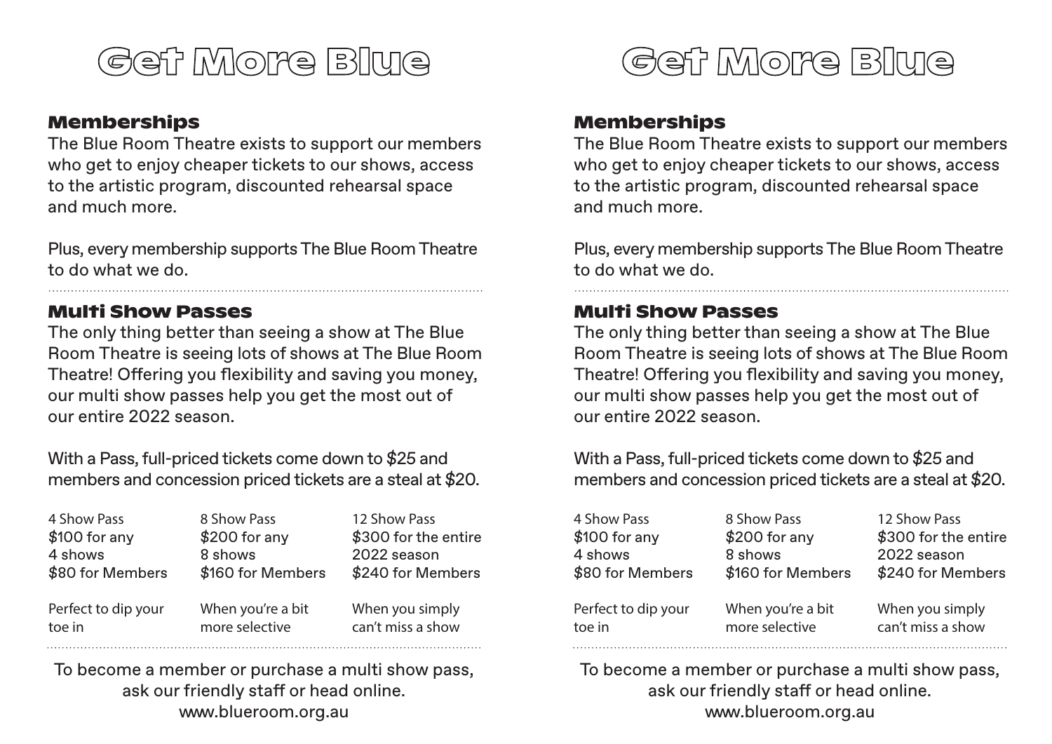# Get More Blue

## Memberships

The Blue Room Theatre exists to support our members who get to enjoy cheaper tickets to our shows, access to the artistic program, discounted rehearsal space and much more.

Plus, every membership supports The Blue Room Theatre to do what we do.

## Multi Show Passes

The only thing better than seeing a show at The Blue Room Theatre is seeing lots of shows at The Blue Room Theatre! Offering you flexibility and saving you money, our multi show passes help you get the most out of our entire 2022 season.

With a Pass, full-priced tickets come down to $25 and members and concession priced tickets are a steal at $20.

| 4 Show Pass | 8 Show Pass | 12 Show Pass |
| --- | --- | --- |
| $100 for any 4 shows | $200 for any 8 shows | $300 for the entire 2022 season |
| $80 for Members | $160 for Members | $240 for Members |
| Perfect to dip your toe in | When you're a bit more selective | When you simply can't miss a show |

To become a member or purchase a multi show pass, ask our friendly staff or head online.
www.blueroom.org.au

# Get More Blue

## Memberships

The Blue Room Theatre exists to support our members who get to enjoy cheaper tickets to our shows, access to the artistic program, discounted rehearsal space and much more.

Plus, every membership supports The Blue Room Theatre to do what we do.

## Multi Show Passes

The only thing better than seeing a show at The Blue Room Theatre is seeing lots of shows at The Blue Room Theatre! Offering you flexibility and saving you money, our multi show passes help you get the most out of our entire 2022 season.

With a Pass, full-priced tickets come down to $25 and members and concession priced tickets are a steal at $20.

| 4 Show Pass | 8 Show Pass | 12 Show Pass |
| --- | --- | --- |
| $100 for any 4 shows | $200 for any 8 shows | $300 for the entire 2022 season |
| $80 for Members | $160 for Members | $240 for Members |
| Perfect to dip your toe in | When you're a bit more selective | When you simply can't miss a show |

To become a member or purchase a multi show pass, ask our friendly staff or head online.
www.blueroom.org.au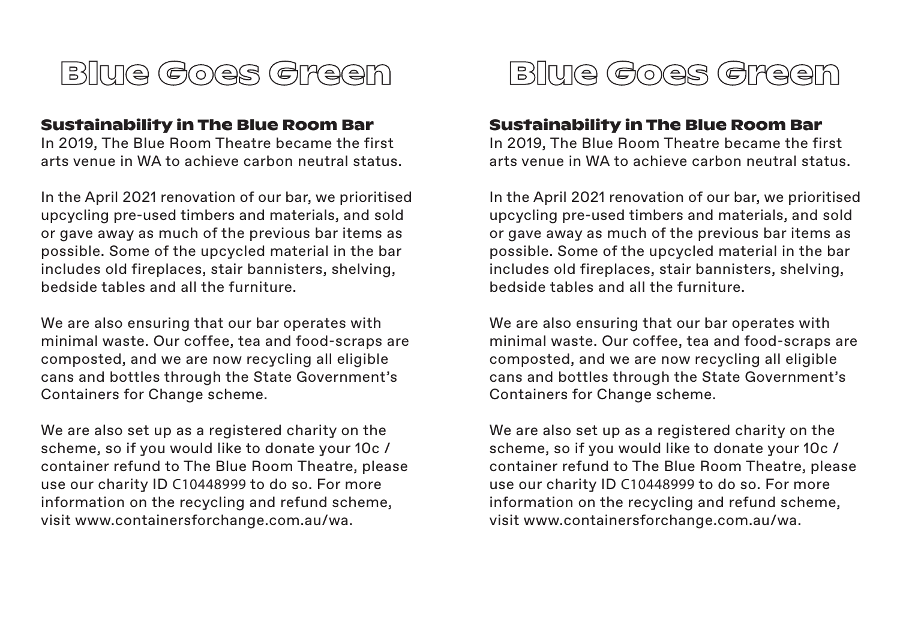# Blue Goes Green

## Sustainability in The Blue Room Bar

In 2019, The Blue Room Theatre became the first arts venue in WA to achieve carbon neutral status.

In the April 2021 renovation of our bar, we prioritised upcycling pre-used timbers and materials, and sold or gave away as much of the previous bar items as possible. Some of the upcycled material in the bar includes old fireplaces, stair bannisters, shelving, bedside tables and all the furniture.

We are also ensuring that our bar operates with minimal waste. Our coffee, tea and food-scraps are composted, and we are now recycling all eligible cans and bottles through the State Government's Containers for Change scheme.

We are also set up as a registered charity on the scheme, so if you would like to donate your 10c / container refund to The Blue Room Theatre, please use our charity ID C10448999 to do so. For more information on the recycling and refund scheme, visit www.containersforchange.com.au/wa.

# Blue Goes Green

## Sustainability in The Blue Room Bar

In 2019, The Blue Room Theatre became the first arts venue in WA to achieve carbon neutral status.

In the April 2021 renovation of our bar, we prioritised upcycling pre-used timbers and materials, and sold or gave away as much of the previous bar items as possible. Some of the upcycled material in the bar includes old fireplaces, stair bannisters, shelving, bedside tables and all the furniture.

We are also ensuring that our bar operates with minimal waste. Our coffee, tea and food-scraps are composted, and we are now recycling all eligible cans and bottles through the State Government's Containers for Change scheme.

We are also set up as a registered charity on the scheme, so if you would like to donate your 10c / container refund to The Blue Room Theatre, please use our charity ID C10448999 to do so. For more information on the recycling and refund scheme, visit www.containersforchange.com.au/wa.